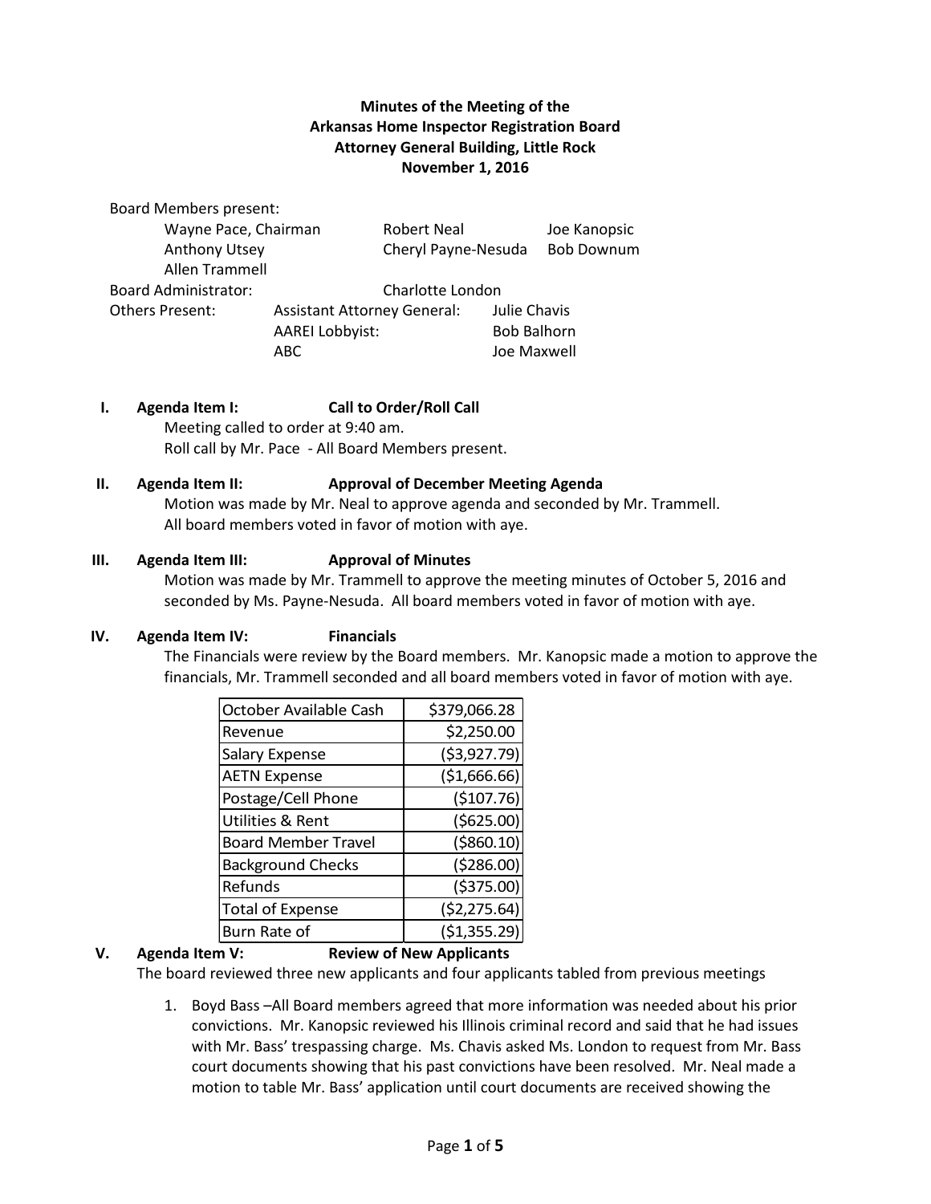**Minutes of the Meeting of the**
**Arkansas Home Inspector Registration Board**
**Attorney General Building, Little Rock**
**November 1, 2016**

Board Members present:

| | | |
|---|---|---|
| Wayne Pace, Chairman | Robert Neal | Joe Kanopsic |
| Anthony Utsey | Cheryl Payne-Nesuda | Bob Downum |
| Allen Trammell | | |

Board Administrator: Charlotte London

Others Present:

| | |
|---|---|
| Assistant Attorney General: | Julie Chavis |
| AAREI Lobbyist: | Bob Balhorn |
| ABC | Joe Maxwell |

**I. Agenda Item I: Call to Order/Roll Call**

Meeting called to order at 9:40 am.
Roll call by Mr. Pace - All Board Members present.

**II. Agenda Item II: Approval of December Meeting Agenda**

Motion was made by Mr. Neal to approve agenda and seconded by Mr. Trammell. All board members voted in favor of motion with aye.

**III. Agenda Item III: Approval of Minutes**

Motion was made by Mr. Trammell to approve the meeting minutes of October 5, 2016 and seconded by Ms. Payne-Nesuda. All board members voted in favor of motion with aye.

**IV. Agenda Item IV: Financials**

The Financials were review by the Board members. Mr. Kanopsic made a motion to approve the financials, Mr. Trammell seconded and all board members voted in favor of motion with aye.

| October Available Cash | $379,066.28 |
|---|---|
| Revenue | $2,250.00 |
| Salary Expense | ($3,927.79) |
| AETN Expense | ($1,666.66) |
| Postage/Cell Phone | ($107.76) |
| Utilities & Rent | ($625.00) |
| Board Member Travel | ($860.10) |
| Background Checks | ($286.00) |
| Refunds | ($375.00) |
| Total of Expense | ($2,275.64) |
| Burn Rate of | ($1,355.29) |

**V. Agenda Item V: Review of New Applicants**

The board reviewed three new applicants and four applicants tabled from previous meetings

1. Boyd Bass –All Board members agreed that more information was needed about his prior convictions. Mr. Kanopsic reviewed his Illinois criminal record and said that he had issues with Mr. Bass' trespassing charge. Ms. Chavis asked Ms. London to request from Mr. Bass court documents showing that his past convictions have been resolved. Mr. Neal made a motion to table Mr. Bass' application until court documents are received showing the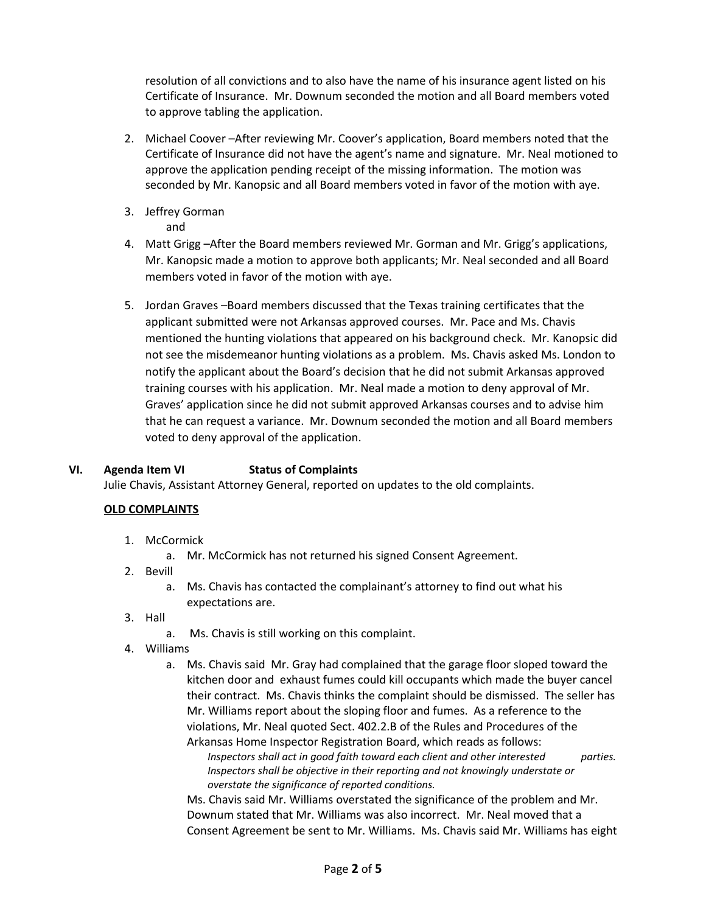resolution of all convictions and to also have the name of his insurance agent listed on his Certificate of Insurance. Mr. Downum seconded the motion and all Board members voted to approve tabling the application.

2. Michael Coover –After reviewing Mr. Coover's application, Board members noted that the Certificate of Insurance did not have the agent's name and signature. Mr. Neal motioned to approve the application pending receipt of the missing information. The motion was seconded by Mr. Kanopsic and all Board members voted in favor of the motion with aye.

3. Jeffrey Gorman
   and
4. Matt Grigg –After the Board members reviewed Mr. Gorman and Mr. Grigg's applications, Mr. Kanopsic made a motion to approve both applicants; Mr. Neal seconded and all Board members voted in favor of the motion with aye.

5. Jordan Graves –Board members discussed that the Texas training certificates that the applicant submitted were not Arkansas approved courses. Mr. Pace and Ms. Chavis mentioned the hunting violations that appeared on his background check. Mr. Kanopsic did not see the misdemeanor hunting violations as a problem. Ms. Chavis asked Ms. London to notify the applicant about the Board's decision that he did not submit Arkansas approved training courses with his application. Mr. Neal made a motion to deny approval of Mr. Graves' application since he did not submit approved Arkansas courses and to advise him that he can request a variance. Mr. Downum seconded the motion and all Board members voted to deny approval of the application.

## VI. Agenda Item VI Status of Complaints

Julie Chavis, Assistant Attorney General, reported on updates to the old complaints.

**OLD COMPLAINTS**

1. McCormick
   a. Mr. McCormick has not returned his signed Consent Agreement.
2. Bevill
   a. Ms. Chavis has contacted the complainant's attorney to find out what his expectations are.
3. Hall
   a. Ms. Chavis is still working on this complaint.
4. Williams
   a. Ms. Chavis said Mr. Gray had complained that the garage floor sloped toward the kitchen door and exhaust fumes could kill occupants which made the buyer cancel their contract. Ms. Chavis thinks the complaint should be dismissed. The seller has Mr. Williams report about the sloping floor and fumes. As a reference to the violations, Mr. Neal quoted Sect. 402.2.B of the Rules and Procedures of the Arkansas Home Inspector Registration Board, which reads as follows:

      *Inspectors shall act in good faith toward each client and other interested parties. Inspectors shall be objective in their reporting and not knowingly understate or overstate the significance of reported conditions.*

      Ms. Chavis said Mr. Williams overstated the significance of the problem and Mr. Downum stated that Mr. Williams was also incorrect. Mr. Neal moved that a Consent Agreement be sent to Mr. Williams. Ms. Chavis said Mr. Williams has eight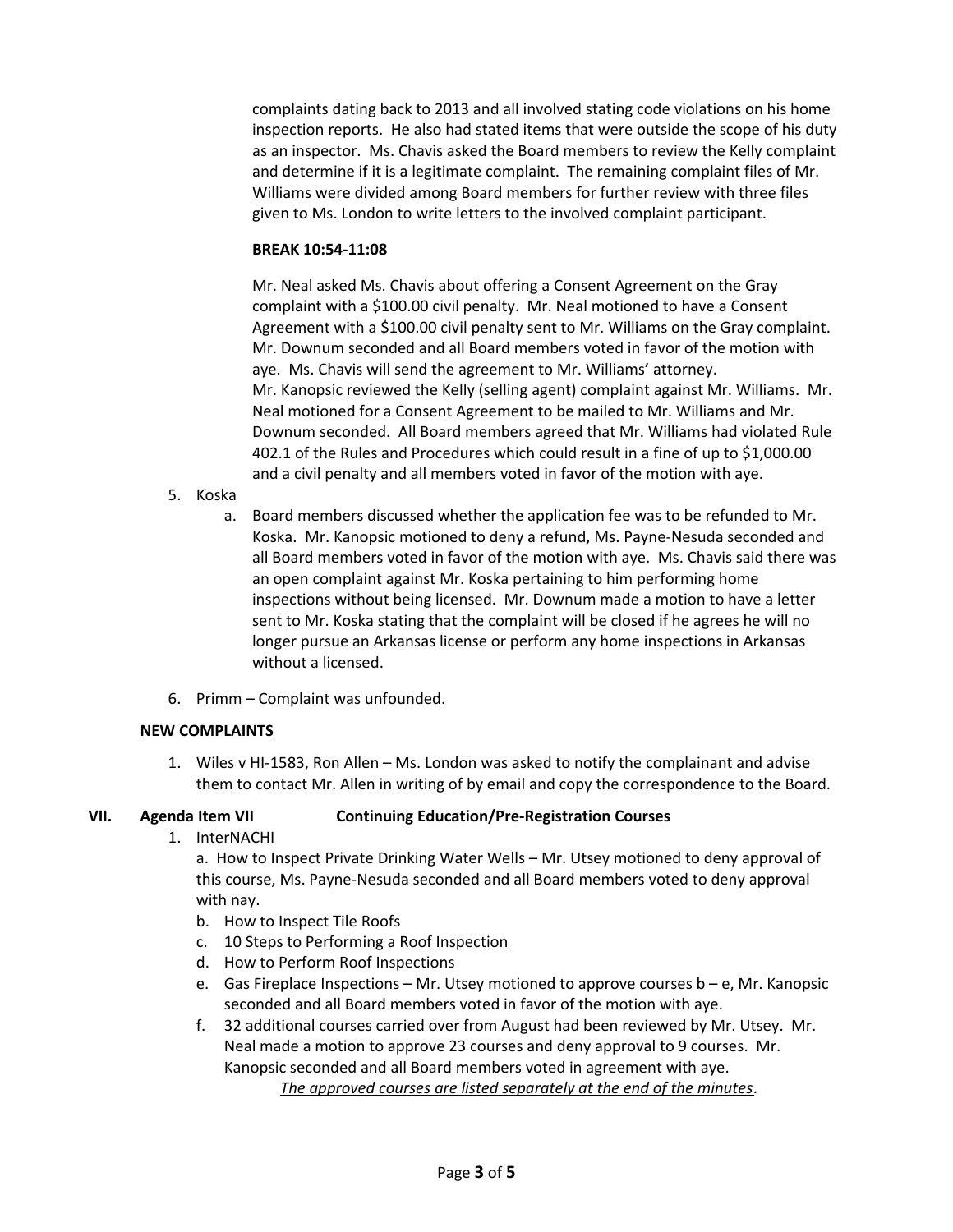complaints dating back to 2013 and all involved stating code violations on his home inspection reports. He also had stated items that were outside the scope of his duty as an inspector. Ms. Chavis asked the Board members to review the Kelly complaint and determine if it is a legitimate complaint. The remaining complaint files of Mr. Williams were divided among Board members for further review with three files given to Ms. London to write letters to the involved complaint participant.

**BREAK 10:54-11:08**

Mr. Neal asked Ms. Chavis about offering a Consent Agreement on the Gray complaint with a $100.00 civil penalty. Mr. Neal motioned to have a Consent Agreement with a $100.00 civil penalty sent to Mr. Williams on the Gray complaint. Mr. Downum seconded and all Board members voted in favor of the motion with aye. Ms. Chavis will send the agreement to Mr. Williams' attorney.
Mr. Kanopsic reviewed the Kelly (selling agent) complaint against Mr. Williams. Mr. Neal motioned for a Consent Agreement to be mailed to Mr. Williams and Mr. Downum seconded. All Board members agreed that Mr. Williams had violated Rule 402.1 of the Rules and Procedures which could result in a fine of up to $1,000.00 and a civil penalty and all members voted in favor of the motion with aye.

5. Koska
   a. Board members discussed whether the application fee was to be refunded to Mr. Koska. Mr. Kanopsic motioned to deny a refund, Ms. Payne-Nesuda seconded and all Board members voted in favor of the motion with aye. Ms. Chavis said there was an open complaint against Mr. Koska pertaining to him performing home inspections without being licensed. Mr. Downum made a motion to have a letter sent to Mr. Koska stating that the complaint will be closed if he agrees he will no longer pursue an Arkansas license or perform any home inspections in Arkansas without a licensed.

6. Primm – Complaint was unfounded.

**NEW COMPLAINTS**

1. Wiles v HI-1583, Ron Allen – Ms. London was asked to notify the complainant and advise them to contact Mr. Allen in writing of by email and copy the correspondence to the Board.

## VII. Agenda Item VII **Continuing Education/Pre-Registration Courses**

1. InterNACHI
   a. How to Inspect Private Drinking Water Wells – Mr. Utsey motioned to deny approval of this course, Ms. Payne-Nesuda seconded and all Board members voted to deny approval with nay.
   b. How to Inspect Tile Roofs
   c. 10 Steps to Performing a Roof Inspection
   d. How to Perform Roof Inspections
   e. Gas Fireplace Inspections – Mr. Utsey motioned to approve courses b – e, Mr. Kanopsic seconded and all Board members voted in favor of the motion with aye.
   f. 32 additional courses carried over from August had been reviewed by Mr. Utsey. Mr. Neal made a motion to approve 23 courses and deny approval to 9 courses. Mr. Kanopsic seconded and all Board members voted in agreement with aye.
   *The approved courses are listed separately at the end of the minutes*.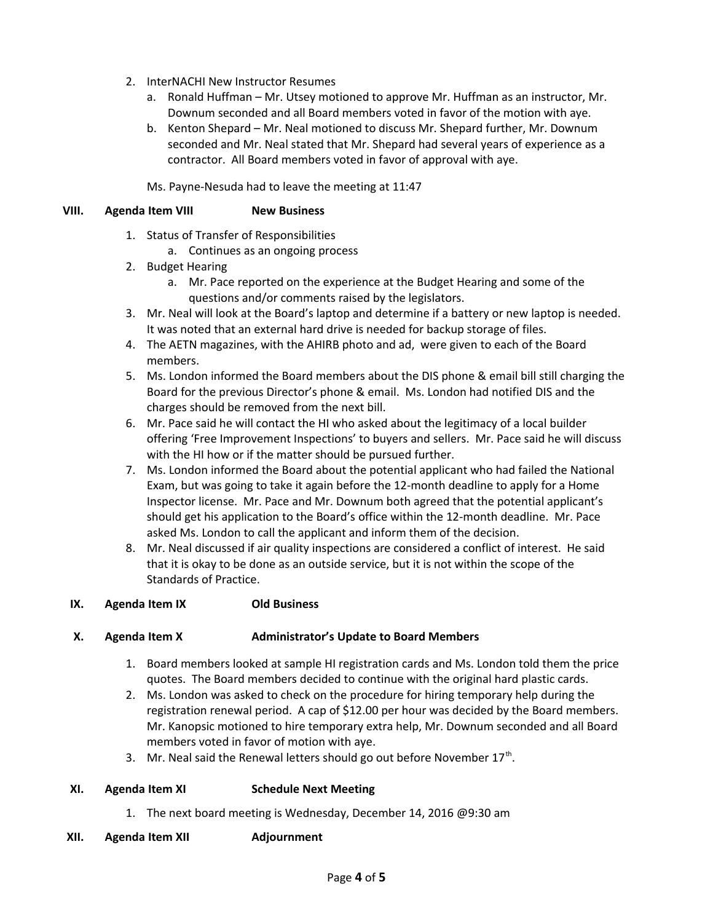2. InterNACHI New Instructor Resumes
   a. Ronald Huffman – Mr. Utsey motioned to approve Mr. Huffman as an instructor, Mr. Downum seconded and all Board members voted in favor of the motion with aye.
   b. Kenton Shepard – Mr. Neal motioned to discuss Mr. Shepard further, Mr. Downum seconded and Mr. Neal stated that Mr. Shepard had several years of experience as a contractor. All Board members voted in favor of approval with aye.

   Ms. Payne-Nesuda had to leave the meeting at 11:47

## VIII. Agenda Item VIII New Business

1. Status of Transfer of Responsibilities
   a. Continues as an ongoing process
2. Budget Hearing
   a. Mr. Pace reported on the experience at the Budget Hearing and some of the questions and/or comments raised by the legislators.
3. Mr. Neal will look at the Board's laptop and determine if a battery or new laptop is needed. It was noted that an external hard drive is needed for backup storage of files.
4. The AETN magazines, with the AHIRB photo and ad, were given to each of the Board members.
5. Ms. London informed the Board members about the DIS phone & email bill still charging the Board for the previous Director's phone & email. Ms. London had notified DIS and the charges should be removed from the next bill.
6. Mr. Pace said he will contact the HI who asked about the legitimacy of a local builder offering 'Free Improvement Inspections' to buyers and sellers. Mr. Pace said he will discuss with the HI how or if the matter should be pursued further.
7. Ms. London informed the Board about the potential applicant who had failed the National Exam, but was going to take it again before the 12-month deadline to apply for a Home Inspector license. Mr. Pace and Mr. Downum both agreed that the potential applicant's should get his application to the Board's office within the 12-month deadline. Mr. Pace asked Ms. London to call the applicant and inform them of the decision.
8. Mr. Neal discussed if air quality inspections are considered a conflict of interest. He said that it is okay to be done as an outside service, but it is not within the scope of the Standards of Practice.

## IX. Agenda Item IX Old Business

## X. Agenda Item X Administrator's Update to Board Members

1. Board members looked at sample HI registration cards and Ms. London told them the price quotes. The Board members decided to continue with the original hard plastic cards.
2. Ms. London was asked to check on the procedure for hiring temporary help during the registration renewal period. A cap of $12.00 per hour was decided by the Board members. Mr. Kanopsic motioned to hire temporary extra help, Mr. Downum seconded and all Board members voted in favor of motion with aye.
3. Mr. Neal said the Renewal letters should go out before November 17th.

## XI. Agenda Item XI Schedule Next Meeting

1. The next board meeting is Wednesday, December 14, 2016 @9:30 am

## XII. Agenda Item XII Adjournment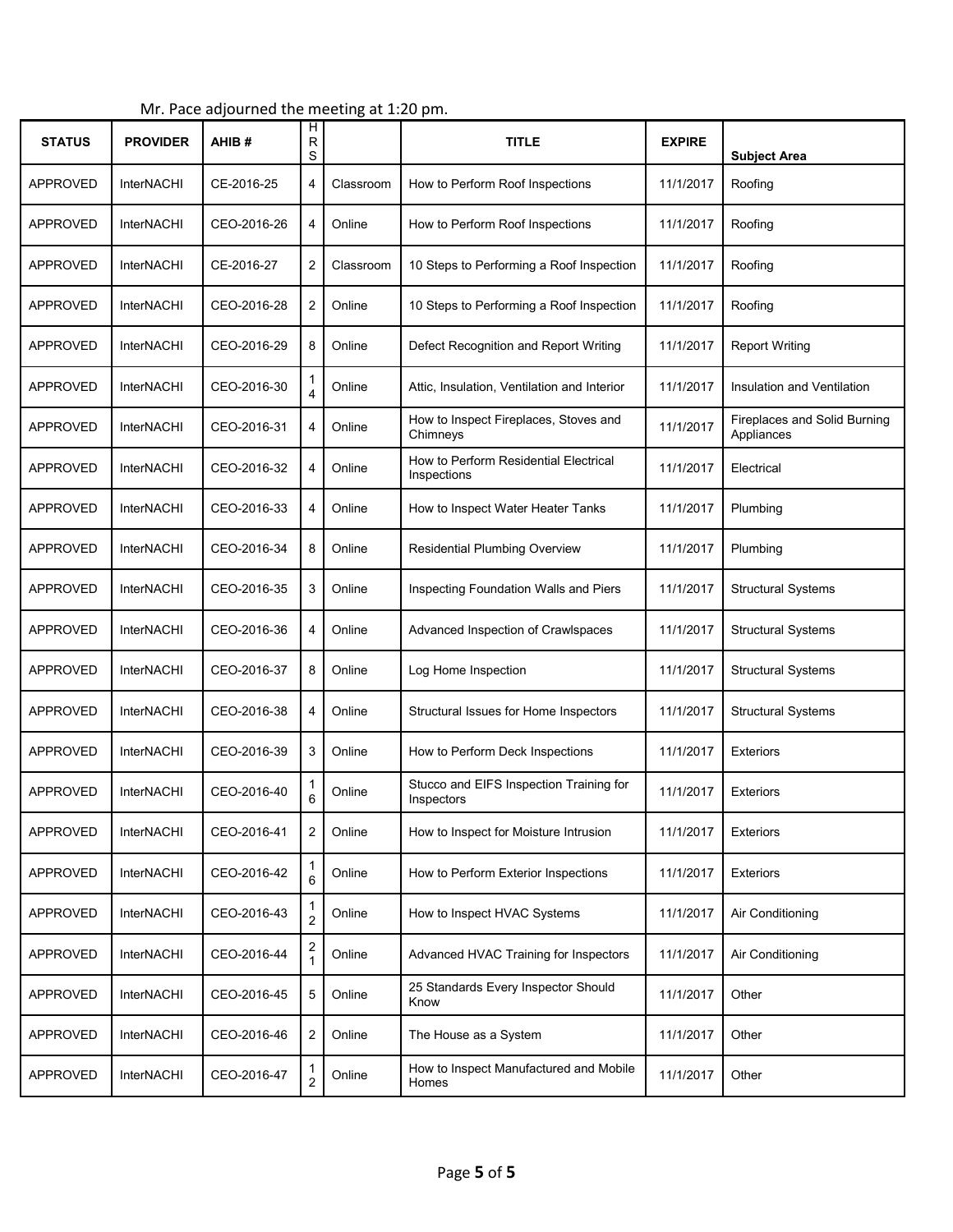Mr. Pace adjourned the meeting at 1:20 pm.

| STATUS | PROVIDER | AHIB # | HRS | | TITLE | EXPIRE | Subject Area |
|---|---|---|---|---|---|---|---|
| APPROVED | InterNACHI | CE-2016-25 | 4 | Classroom | How to Perform Roof Inspections | 11/1/2017 | Roofing |
| APPROVED | InterNACHI | CEO-2016-26 | 4 | Online | How to Perform Roof Inspections | 11/1/2017 | Roofing |
| APPROVED | InterNACHI | CE-2016-27 | 2 | Classroom | 10 Steps to Performing a Roof Inspection | 11/1/2017 | Roofing |
| APPROVED | InterNACHI | CEO-2016-28 | 2 | Online | 10 Steps to Performing a Roof Inspection | 11/1/2017 | Roofing |
| APPROVED | InterNACHI | CEO-2016-29 | 8 | Online | Defect Recognition and Report Writing | 11/1/2017 | Report Writing |
| APPROVED | InterNACHI | CEO-2016-30 | 14 | Online | Attic, Insulation, Ventilation and Interior | 11/1/2017 | Insulation and Ventilation |
| APPROVED | InterNACHI | CEO-2016-31 | 4 | Online | How to Inspect Fireplaces, Stoves and Chimneys | 11/1/2017 | Fireplaces and Solid Burning Appliances |
| APPROVED | InterNACHI | CEO-2016-32 | 4 | Online | How to Perform Residential Electrical Inspections | 11/1/2017 | Electrical |
| APPROVED | InterNACHI | CEO-2016-33 | 4 | Online | How to Inspect Water Heater Tanks | 11/1/2017 | Plumbing |
| APPROVED | InterNACHI | CEO-2016-34 | 8 | Online | Residential Plumbing Overview | 11/1/2017 | Plumbing |
| APPROVED | InterNACHI | CEO-2016-35 | 3 | Online | Inspecting Foundation Walls and Piers | 11/1/2017 | Structural Systems |
| APPROVED | InterNACHI | CEO-2016-36 | 4 | Online | Advanced Inspection of Crawlspaces | 11/1/2017 | Structural Systems |
| APPROVED | InterNACHI | CEO-2016-37 | 8 | Online | Log Home Inspection | 11/1/2017 | Structural Systems |
| APPROVED | InterNACHI | CEO-2016-38 | 4 | Online | Structural Issues for Home Inspectors | 11/1/2017 | Structural Systems |
| APPROVED | InterNACHI | CEO-2016-39 | 3 | Online | How to Perform Deck Inspections | 11/1/2017 | Exteriors |
| APPROVED | InterNACHI | CEO-2016-40 | 16 | Online | Stucco and EIFS Inspection Training for Inspectors | 11/1/2017 | Exteriors |
| APPROVED | InterNACHI | CEO-2016-41 | 2 | Online | How to Inspect for Moisture Intrusion | 11/1/2017 | Exteriors |
| APPROVED | InterNACHI | CEO-2016-42 | 16 | Online | How to Perform Exterior Inspections | 11/1/2017 | Exteriors |
| APPROVED | InterNACHI | CEO-2016-43 | 12 | Online | How to Inspect HVAC Systems | 11/1/2017 | Air Conditioning |
| APPROVED | InterNACHI | CEO-2016-44 | 21 | Online | Advanced HVAC Training for Inspectors | 11/1/2017 | Air Conditioning |
| APPROVED | InterNACHI | CEO-2016-45 | 5 | Online | 25 Standards Every Inspector Should Know | 11/1/2017 | Other |
| APPROVED | InterNACHI | CEO-2016-46 | 2 | Online | The House as a System | 11/1/2017 | Other |
| APPROVED | InterNACHI | CEO-2016-47 | 12 | Online | How to Inspect Manufactured and Mobile Homes | 11/1/2017 | Other |